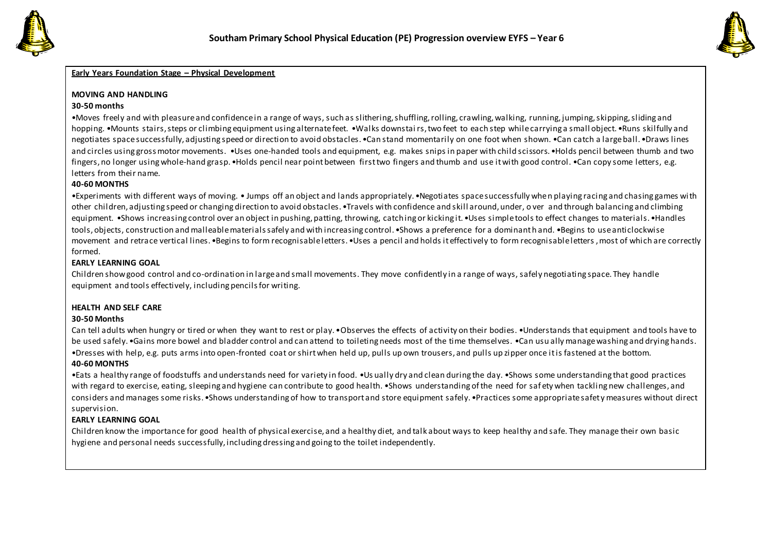# Southam Primary School Physical Education (PE) Progression overview EYFS – Year 6

## Early Years Foundation Stage – Physical Development

### MOVING AND HANDLING

**30-50 months**

•Moves freely and with pleasure and confidence in a range of ways, such as slithering, shuffling, rolling, crawling, walking, running, jumping, skipping, sliding and hopping. •Mounts stairs, steps or climbing equipment using alternate feet. •Walks downstairs, two feet to each step while carrying a small object. •Runs skilfully and negotiates space successfully, adjusting speed or direction to avoid obstacles. •Can stand momentarily on one foot when shown. •Can catch a large ball. •Draws lines and circles using gross motor movements. •Uses one-handed tools and equipment, e.g. makes snips in paper with child scissors. •Holds pencil between thumb and two fingers, no longer using whole-hand grasp. •Holds pencil near point between first two fingers and thumb and use it with good control. •Can copy some letters, e.g. letters from their name.

**40-60 MONTHS**

•Experiments with different ways of moving. • Jumps off an object and lands appropriately. •Negotiates space successfully when playing racing and chasing games with other children, adjusting speed or changing direction to avoid obstacles. •Travels with confidence and skill around, under, over and through balancing and climbing equipment. •Shows increasing control over an object in pushing, patting, throwing, catching or kicking it. •Uses simple tools to effect changes to materials. •Handles tools, objects, construction and malleable materials safely and with increasing control. •Shows a preference for a dominant hand. •Begins to use anticlockwise movement and retrace vertical lines. •Begins to form recognisable letters. •Uses a pencil and holds it effectively to form recognisable letters, most of which are correctly formed.

**EARLY LEARNING GOAL**

Children show good control and co-ordination in large and small movements. They move confidently in a range of ways, safely negotiating space. They handle equipment and tools effectively, including pencils for writing.

### HEALTH AND SELF CARE

**30-50 Months**

Can tell adults when hungry or tired or when they want to rest or play. •Observes the effects of activity on their bodies. •Understands that equipment and tools have to be used safely. •Gains more bowel and bladder control and can attend to toileting needs most of the time themselves. •Can usually manage washing and drying hands. •Dresses with help, e.g. puts arms into open-fronted coat or shirt when held up, pulls up own trousers, and pulls up zipper once it is fastened at the bottom.

**40-60 MONTHS**

•Eats a healthy range of foodstuffs and understands need for variety in food. •Usually dry and clean during the day. •Shows some understanding that good practices with regard to exercise, eating, sleeping and hygiene can contribute to good health. •Shows understanding of the need for safety when tackling new challenges, and considers and manages some risks. •Shows understanding of how to transport and store equipment safely. •Practices some appropriate safety measures without direct supervision.

**EARLY LEARNING GOAL**

Children know the importance for good health of physical exercise, and a healthy diet, and talk about ways to keep healthy and safe. They manage their own basic hygiene and personal needs successfully, including dressing and going to the toilet independently.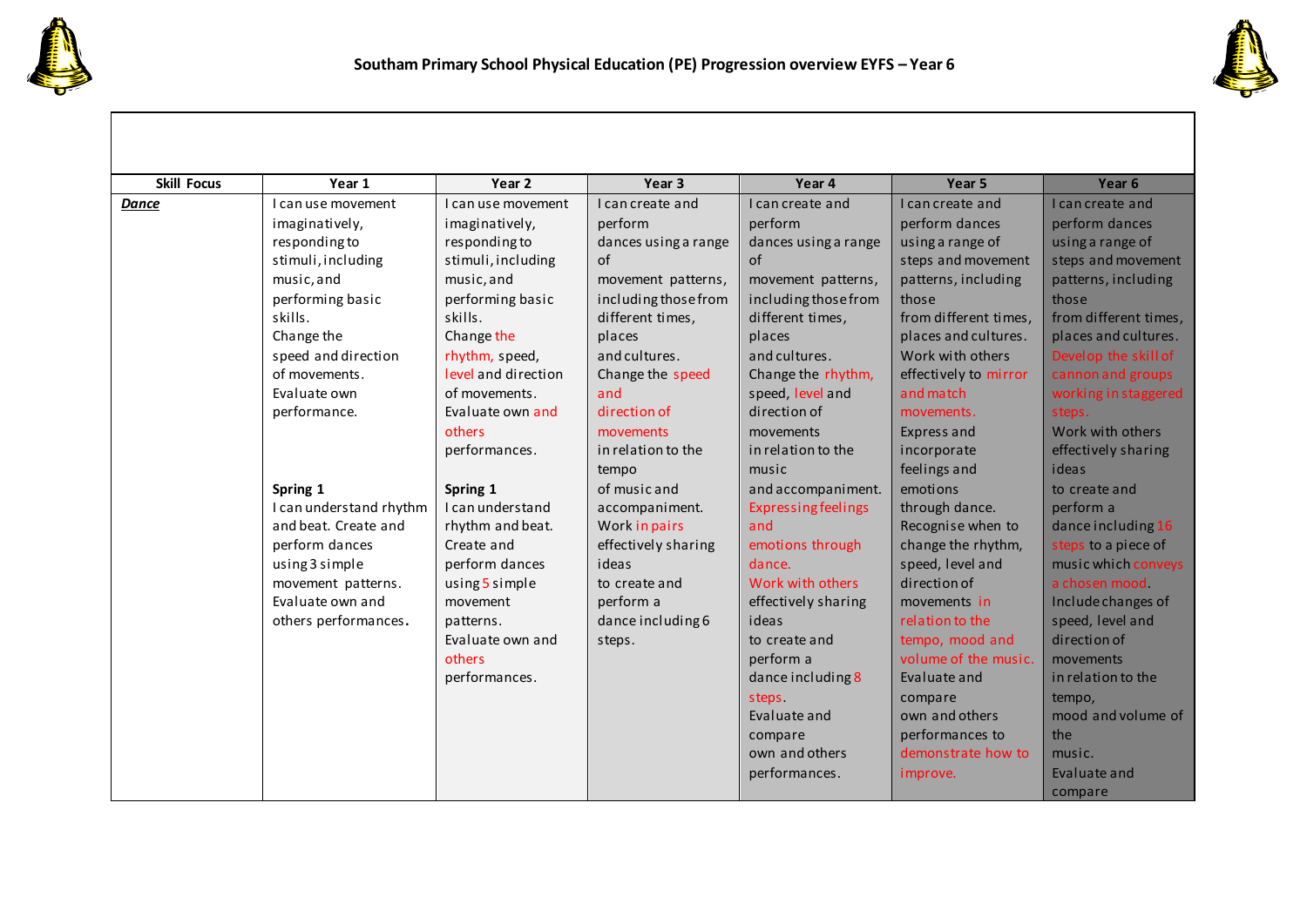# Southam Primary School Physical Education (PE) Progression overview EYFS – Year 6

| Skill Focus | Year 1 | Year 2 | Year 3 | Year 4 | Year 5 | Year 6 |
|---|---|---|---|---|---|---|
| ***Dance*** | I can use movement imaginatively, responding to stimuli, including music, and performing basic skills. Change the speed and direction of movements. Evaluate own performance.<br><br>**Spring 1**<br>I can understand rhythm and beat. Create and perform dances using 3 simple movement patterns. Evaluate own and others performances. | I can use movement imaginatively, responding to stimuli, including music, and performing basic skills. Change the rhythm, speed, level and direction of movements. Evaluate own and others performances.<br><br>**Spring 1**<br>I can understand rhythm and beat. Create and perform dances using 5 simple movement patterns. Evaluate own and others performances. | I can create and perform dances using a range of movement patterns, including those from different times, places and cultures. Change the speed and direction of movements in relation to the tempo of music and accompaniment. Work in pairs effectively sharing ideas to create and perform a dance including 6 steps. | I can create and perform dances using a range of movement patterns, including those from different times, places and cultures. Change the rhythm, speed, level and direction of movements in relation to the music and accompaniment. Expressing feelings and emotions through dance. Work with others effectively sharing ideas to create and perform a dance including 8 steps. Evaluate and compare own and others performances. | I can create and perform dances using a range of steps and movement patterns, including those from different times, places and cultures. Work with others effectively to mirror and match movements. Express and incorporate feelings and emotions through dance. Recognise when to change the rhythm, speed, level and direction of movements in relation to the tempo, mood and volume of the music. Evaluate and compare own and others performances to demonstrate how to improve. | I can create and perform dances using a range of steps and movement patterns, including those from different times, places and cultures. Develop the skill of cannon and groups working in staggered steps. Work with others effectively sharing ideas to create and perform a dance including 16 steps to a piece of music which conveys a chosen mood. Include changes of speed, level and direction of movements in relation to the tempo, mood and volume of the music. Evaluate and compare |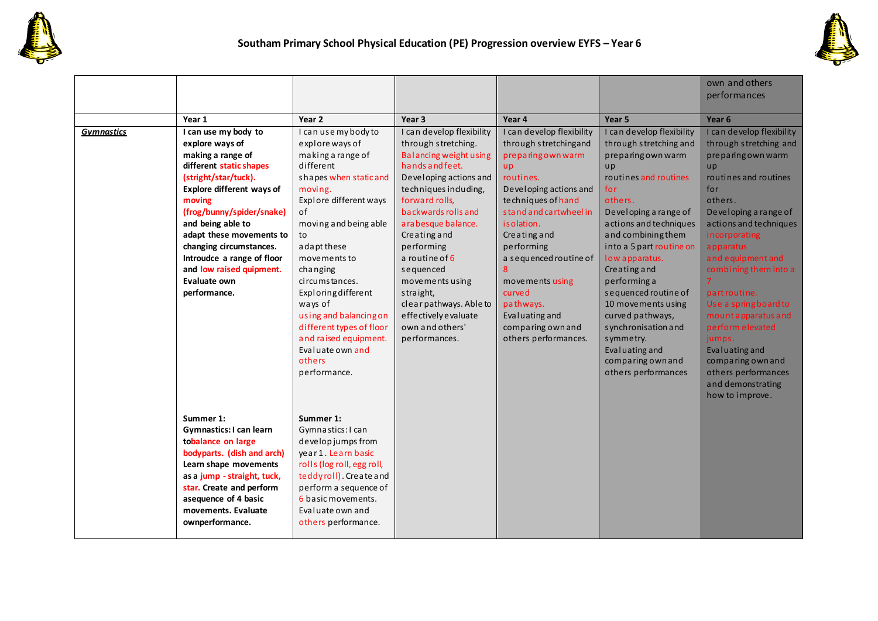# Southam Primary School Physical Education (PE) Progression overview EYFS – Year 6

| | | | | | | | own and others performances |
|---|---|---|---|---|---|---|---|
| | **Year 1** | **Year 2** | **Year 3** | **Year 4** | **Year 5** | **Year 6** |
| ***Gymnastics*** | **I can use my body to explore ways of making a range of different static shapes (stright/star/tuck). Explore different ways of moving (frog/bunny/spider/snake) and being able to adapt these movements to changing circumstances. Introudce a range of floor and low raised quipment. Evaluate own performance.**<br><br>**Summer 1: Gymnastics: I can learn tobalance on large bodyparts. (dish and arch) Learn shape movements as a jump - straight, tuck, star. Create and perform asequence of 4 basic movements. Evaluate ownperformance.** | I can use my body to explore ways of making a range of different shapes when static and moving. Explore different ways of moving and being able to adapt these movements to changing circumstances. Exploring different ways of using and balancing on different types of floor and raised equipment. Evaluate own and others performance.<br><br>**Summer 1:** Gymnastics: I can develop jumps from year 1. Learn basic rolls (log roll, egg roll, teddy roll). Create and perform a sequence of 6 basic movements. Evaluate own and others performance. | I can develop flexibility through stretching. Balancing weight using hands and feet. Developing actions and techniques including, forward rolls, backwards rolls and arabesque balance. Creating and performing a routine of 6 sequenced movements using straight, clear pathways. Able to effectively evaluate own and others' performances. | I can develop flexibility through stretchingand preparing own warm up routines. Developing actions and techniques of hand stand and cartwheel in isolation. Creating and performing a sequenced routine of 8 movements using curved pathways. Evaluating and comparing own and others performances. | I can develop flexibility through stretching and preparing own warm up routines and routines for others. Developing a range of actions and techniques and combining them into a 5 part routine on low apparatus. Creating and performing a sequenced routine of 10 movements using curved pathways, synchronisation and symmetry. Evaluating and comparing own and others performances | I can develop flexibility through stretching and preparing own warm up routines and routines for others. Developing a range of actions and techniques incorporating apparatus and equipment and combining them into a 7 part routine. Use a springboard to mount apparatus and perform elevated jumps. Evaluating and comparing own and others performances and demonstrating how to improve. |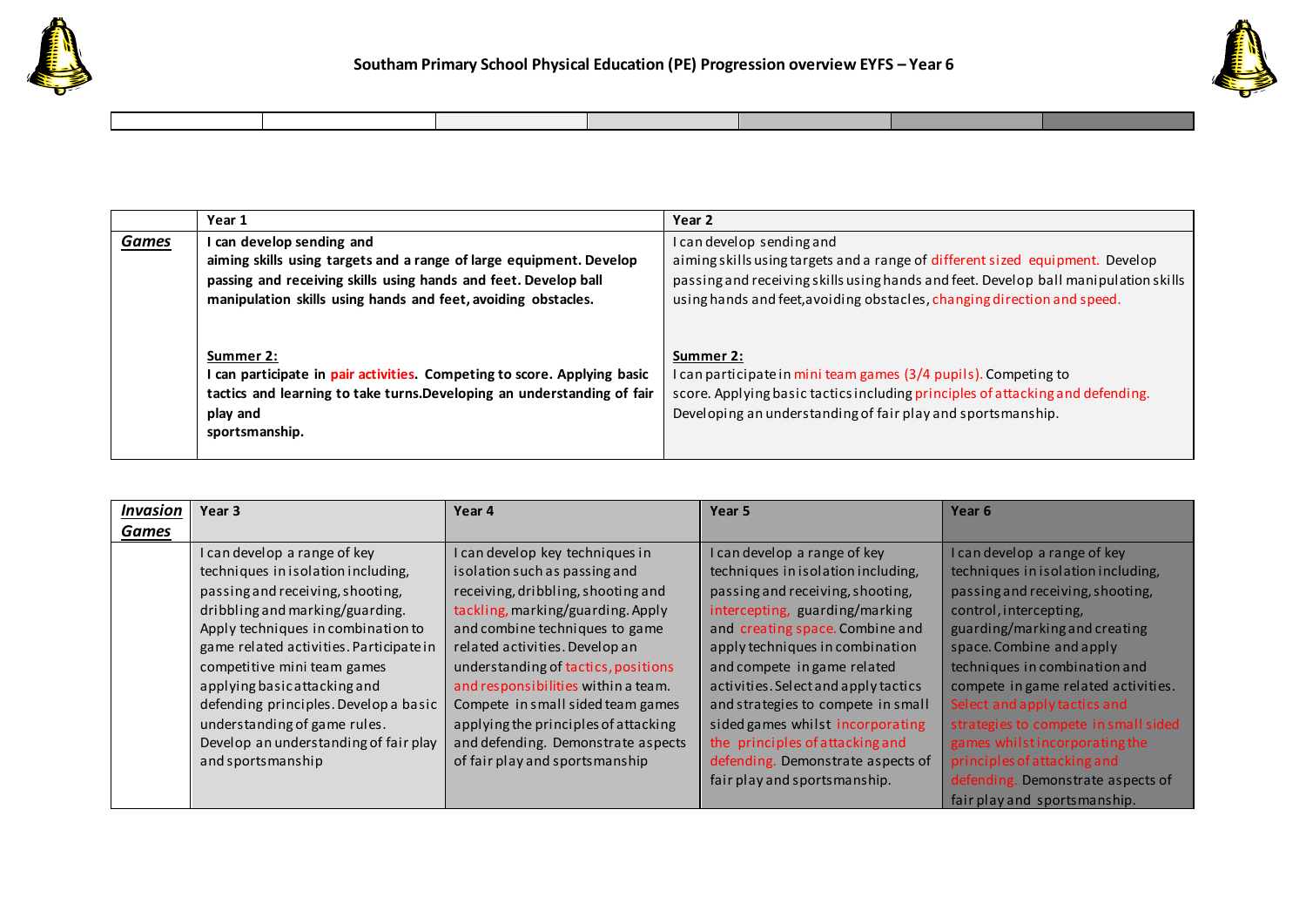# Southam Primary School Physical Education (PE) Progression overview EYFS – Year 6

| | Year 1 | Year 2 |
|---|---|---|
| ***Games*** | **I can develop sending and aiming skills using targets and a range of large equipment. Develop passing and receiving skills using hands and feet. Develop ball manipulation skills using hands and feet, avoiding obstacles.**<br><br>**Summer 2:**<br>**I can participate in pair activities. Competing to score. Applying basic tactics and learning to take turns.Developing an understanding of fair play and sportsmanship.** | I can develop sending and aiming skills using targets and a range of different sized equipment. Develop passing and receiving skills using hands and feet. Develop ball manipulation skills using hands and feet,avoiding obstacles, changing direction and speed.<br><br>**Summer 2:**<br>I can participate in mini team games (3/4 pupils). Competing to score. Applying basic tactics including principles of attacking and defending. Developing an understanding of fair play and sportsmanship. |

| ***Invasion Games*** | Year 3 | Year 4 | Year 5 | Year 6 |
|---|---|---|---|---|
| | I can develop a range of key techniques in isolation including, passing and receiving, shooting, dribbling and marking/guarding. Apply techniques in combination to game related activities. Participate in competitive mini team games applying basic attacking and defending principles. Develop a basic understanding of game rules. Develop an understanding of fair play and sportsmanship | I can develop key techniques in isolation such as passing and receiving, dribbling, shooting and tackling, marking/guarding. Apply and combine techniques to game related activities. Develop an understanding of tactics, positions and responsibilities within a team. Compete in small sided team games applying the principles of attacking and defending. Demonstrate aspects of fair play and sportsmanship | I can develop a range of key techniques in isolation including, passing and receiving, shooting, intercepting, guarding/marking and creating space. Combine and apply techniques in combination and compete in game related activities. Select and apply tactics and strategies to compete in small sided games whilst incorporating the principles of attacking and defending. Demonstrate aspects of fair play and sportsmanship. | I can develop a range of key techniques in isolation including, passing and receiving, shooting, control, intercepting, guarding/marking and creating space. Combine and apply techniques in combination and compete in game related activities. Select and apply tactics and strategies to compete in small sided games whilst incorporating the principles of attacking and defending. Demonstrate aspects of fair play and sportsmanship. |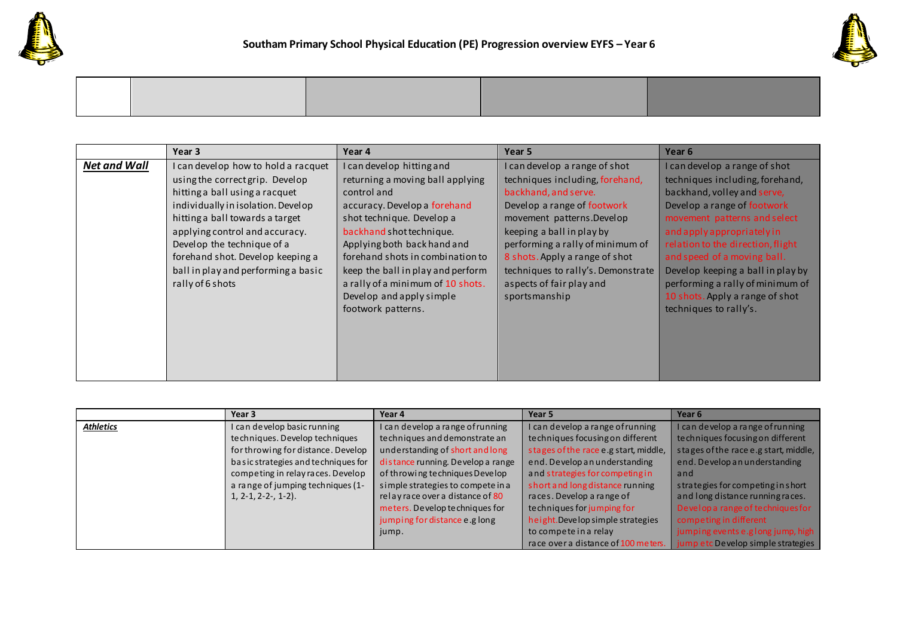## Southam Primary School Physical Education (PE) Progression overview EYFS – Year 6

| | | | | |
|---|---|---|---|---|
| | | | | |

| | Year 3 | Year 4 | Year 5 | Year 6 |
|---|---|---|---|---|
| ***Net and Wall*** | I can develop how to hold a racquet using the correct grip. Develop hitting a ball using a racquet individually in isolation. Develop hitting a ball towards a target applying control and accuracy. Develop the technique of a forehand shot. Develop keeping a ball in play and performing a basic rally of 6 shots | I can develop hitting and returning a moving ball applying control and accuracy. Develop a forehand shot technique. Develop a backhand shot technique. Applying both back hand and forehand shots in combination to keep the ball in play and perform a rally of a minimum of 10 shots. Develop and apply simple footwork patterns. | I can develop a range of shot techniques including, forehand, backhand, and serve. Develop a range of footwork movement patterns. Develop keeping a ball in play by performing a rally of minimum of 8 shots. Apply a range of shot techniques to rally's. Demonstrate aspects of fair play and sportsmanship | I can develop a range of shot techniques including, forehand, backhand, volley and serve, Develop a range of footwork movement patterns and select and apply appropriately in relation to the direction, flight and speed of a moving ball. Develop keeping a ball in play by performing a rally of minimum of 10 shots. Apply a range of shot techniques to rally's. |

| | Year 3 | Year 4 | Year 5 | Year 6 |
|---|---|---|---|---|
| ***Athletics*** | I can develop basic running techniques. Develop techniques for throwing for distance. Develop basic strategies and techniques for competing in relay races. Develop a range of jumping techniques (1-1, 2-1, 2-2-, 1-2). | I can develop a range of running understanding of short and long distance running. Develop a range of throwing techniques Develop simple strategies to compete in a relay race over a distance of 80 meters. Develop techniques for jumping for distance e.g long jump. | I can develop a range of running techniques focusing on different stages of the race e.g start, middle, end. Develop an understanding and strategies for competing in short and long distance running races. Develop a range of techniques for jumping for height. Develop simple strategies to compete in a relay race over a distance of 100 meters. | I can develop a range of running techniques focusing on different stages of the race e.g start, middle, end. Develop an understanding and strategies for competing in short and long distance running races. Develop a range of techniques for competing in different jumping events e.g long jump, high jump etc Develop simple strategies |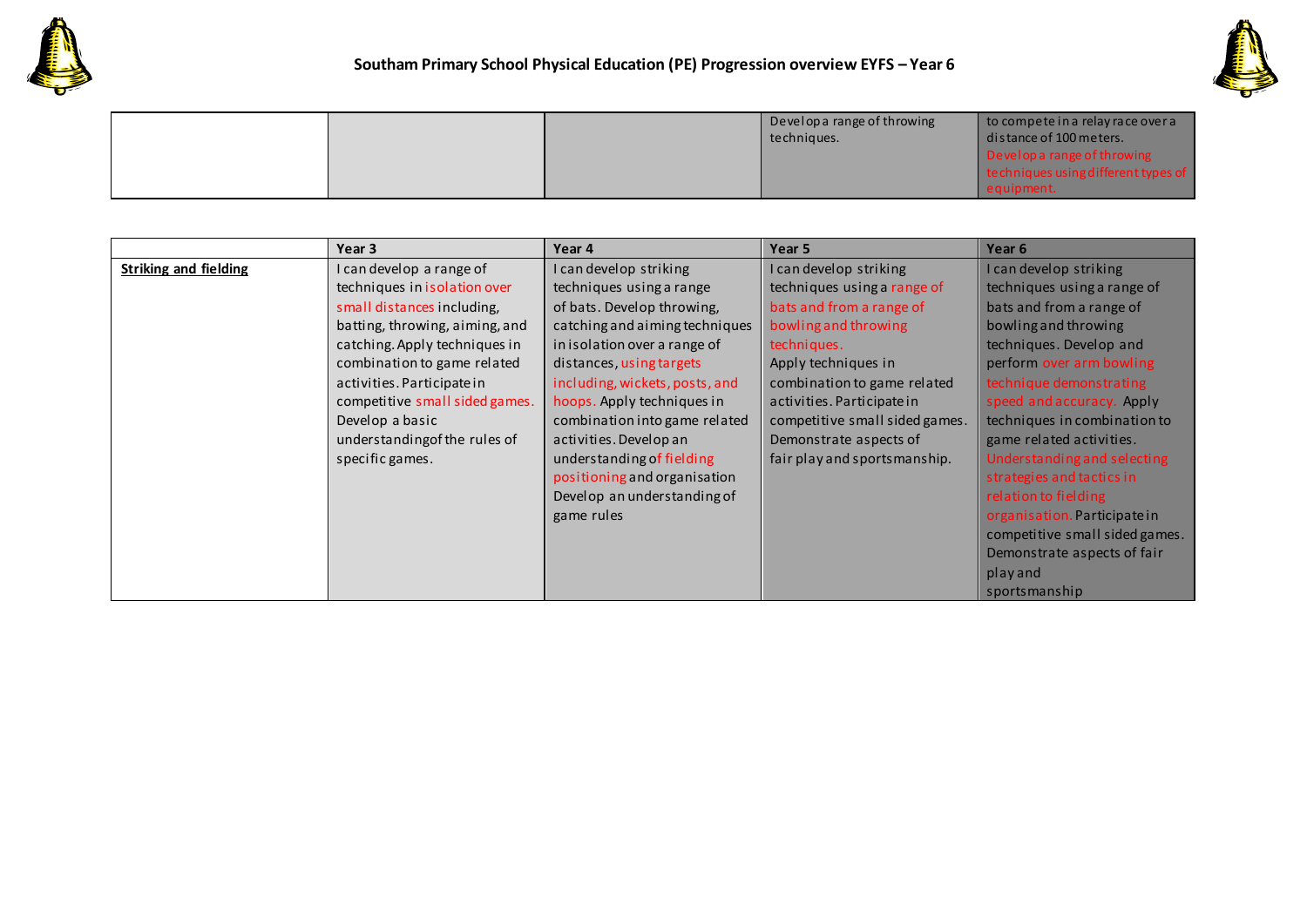# Southam Primary School Physical Education (PE) Progression overview EYFS – Year 6

| | | | | |
|---|---|---|---|---|
| | | | Develop a range of throwing techniques. | to compete in a relay race over a distance of 100 meters. Develop a range of throwing techniques using different types of equipment. |

| | Year 3 | Year 4 | Year 5 | Year 6 |
|---|---|---|---|---|
| **Striking and fielding** | I can develop a range of techniques in isolation over small distances including, batting, throwing, aiming, and catching. Apply techniques in combination to game related activities. Participate in competitive small sided games. Develop a basic understanding of the rules of specific games. | I can develop striking techniques using a range of bats. Develop throwing, catching and aiming techniques in isolation over a range of distances, using targets including, wickets, posts, and hoops. Apply techniques in combination into game related activities. Develop an understanding of fielding positioning and organisation Develop an understanding of game rules | I can develop striking techniques using a range of bats and from a range of bowling and throwing techniques. Apply techniques in combination to game related activities. Participate in competitive small sided games. Demonstrate aspects of fair play and sportsmanship. | I can develop striking techniques using a range of bats and from a range of bowling and throwing techniques. Develop and perform over arm bowling technique demonstrating speed and accuracy. Apply techniques in combination to game related activities. Understanding and selecting strategies and tactics in relation to fielding organisation. Participate in competitive small sided games. Demonstrate aspects of fair play and sportsmanship |